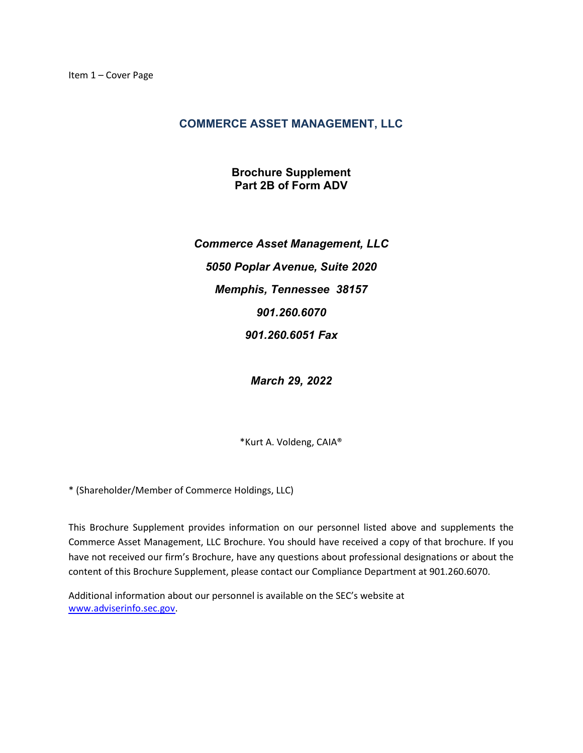Item 1 – Cover Page

## COMMERCE ASSET MANAGEMENT, LLC

### Brochure Supplement
### Part 2B of Form ADV

***Commerce Asset Management, LLC***

***5050 Poplar Avenue, Suite 2020***

***Memphis, Tennessee 38157***

***901.260.6070***

***901.260.6051 Fax***

***March 29, 2022***

*Kurt A. Voldeng, CAIA®

* (Shareholder/Member of Commerce Holdings, LLC)

This Brochure Supplement provides information on our personnel listed above and supplements the Commerce Asset Management, LLC Brochure. You should have received a copy of that brochure. If you have not received our firm's Brochure, have any questions about professional designations or about the content of this Brochure Supplement, please contact our Compliance Department at 901.260.6070.

Additional information about our personnel is available on the SEC's website at [www.adviserinfo.sec.gov](http://www.adviserinfo.sec.gov).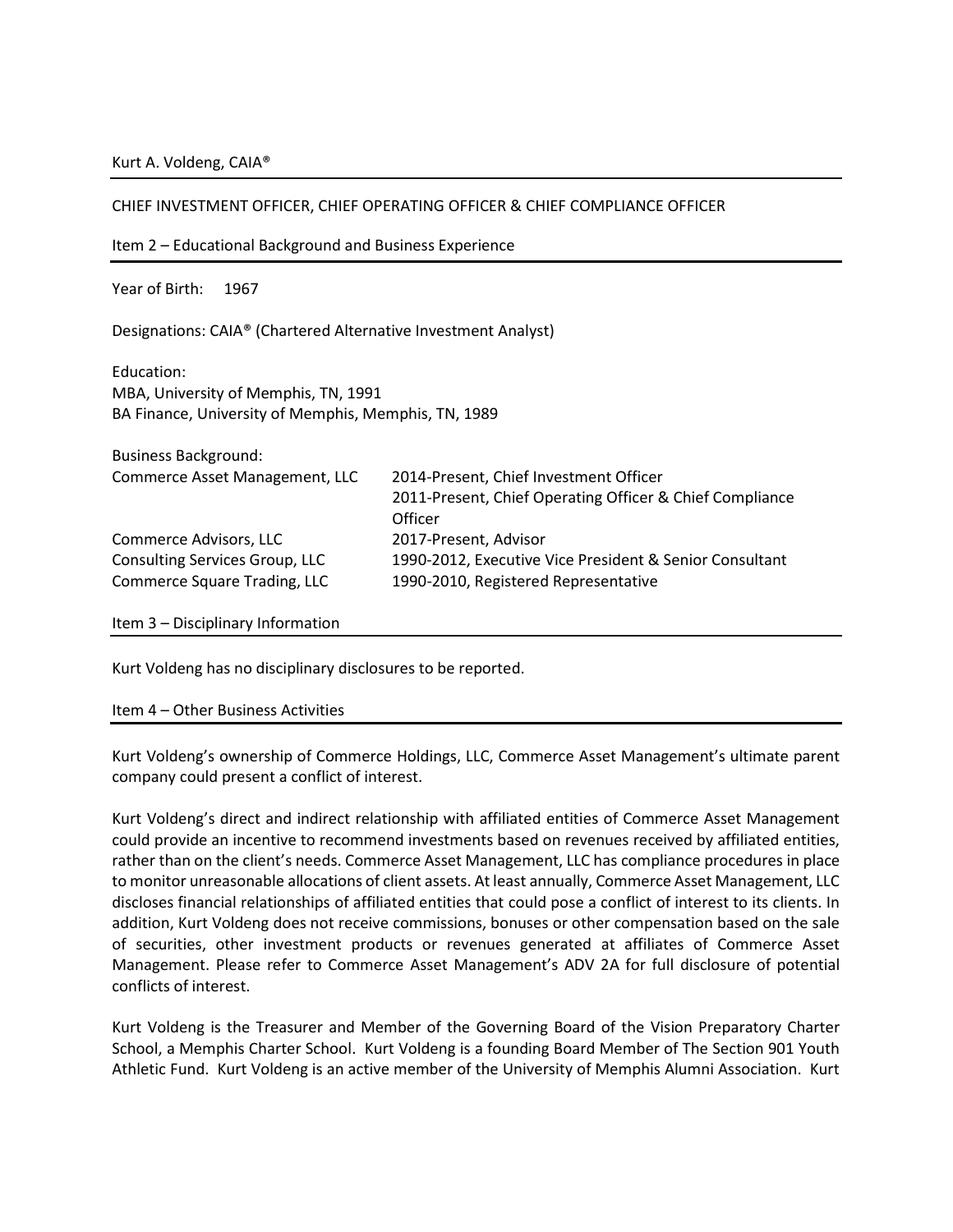Kurt A. Voldeng, CAIA®

## CHIEF INVESTMENT OFFICER, CHIEF OPERATING OFFICER & CHIEF COMPLIANCE OFFICER

## Item 2 – Educational Background and Business Experience

Year of Birth: 1967

Designations: CAIA® (Chartered Alternative Investment Analyst)

Education:
MBA, University of Memphis, TN, 1991
BA Finance, University of Memphis, Memphis, TN, 1989

Business Background:

| | |
|---|---|
| Commerce Asset Management, LLC | 2014-Present, Chief Investment Officer<br>2011-Present, Chief Operating Officer & Chief Compliance Officer |
| Commerce Advisors, LLC | 2017-Present, Advisor |
| Consulting Services Group, LLC | 1990-2012, Executive Vice President & Senior Consultant |
| Commerce Square Trading, LLC | 1990-2010, Registered Representative |

## Item 3 – Disciplinary Information

Kurt Voldeng has no disciplinary disclosures to be reported.

## Item 4 – Other Business Activities

Kurt Voldeng's ownership of Commerce Holdings, LLC, Commerce Asset Management's ultimate parent company could present a conflict of interest.

Kurt Voldeng's direct and indirect relationship with affiliated entities of Commerce Asset Management could provide an incentive to recommend investments based on revenues received by affiliated entities, rather than on the client's needs. Commerce Asset Management, LLC has compliance procedures in place to monitor unreasonable allocations of client assets. At least annually, Commerce Asset Management, LLC discloses financial relationships of affiliated entities that could pose a conflict of interest to its clients. In addition, Kurt Voldeng does not receive commissions, bonuses or other compensation based on the sale of securities, other investment products or revenues generated at affiliates of Commerce Asset Management. Please refer to Commerce Asset Management's ADV 2A for full disclosure of potential conflicts of interest.

Kurt Voldeng is the Treasurer and Member of the Governing Board of the Vision Preparatory Charter School, a Memphis Charter School. Kurt Voldeng is a founding Board Member of The Section 901 Youth Athletic Fund. Kurt Voldeng is an active member of the University of Memphis Alumni Association. Kurt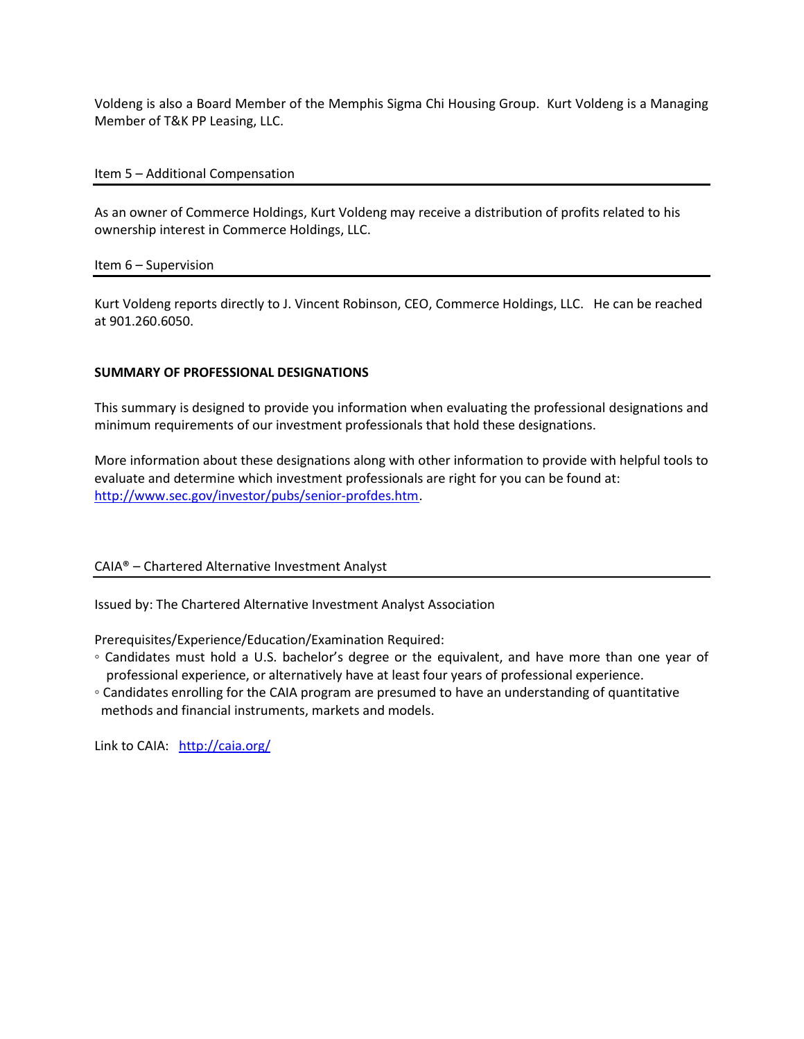Voldeng is also a Board Member of the Memphis Sigma Chi Housing Group. Kurt Voldeng is a Managing Member of T&K PP Leasing, LLC.

## Item 5 – Additional Compensation

As an owner of Commerce Holdings, Kurt Voldeng may receive a distribution of profits related to his ownership interest in Commerce Holdings, LLC.

## Item 6 – Supervision

Kurt Voldeng reports directly to J. Vincent Robinson, CEO, Commerce Holdings, LLC. He can be reached at 901.260.6050.

**SUMMARY OF PROFESSIONAL DESIGNATIONS**

This summary is designed to provide you information when evaluating the professional designations and minimum requirements of our investment professionals that hold these designations.

More information about these designations along with other information to provide with helpful tools to evaluate and determine which investment professionals are right for you can be found at: [http://www.sec.gov/investor/pubs/senior-profdes.htm](http://www.sec.gov/investor/pubs/senior-profdes.htm).

## CAIA® – Chartered Alternative Investment Analyst

Issued by: The Chartered Alternative Investment Analyst Association

Prerequisites/Experience/Education/Examination Required:

- Candidates must hold a U.S. bachelor's degree or the equivalent, and have more than one year of professional experience, or alternatively have at least four years of professional experience.
- Candidates enrolling for the CAIA program are presumed to have an understanding of quantitative methods and financial instruments, markets and models.

Link to CAIA: [http://caia.org/](http://caia.org/)